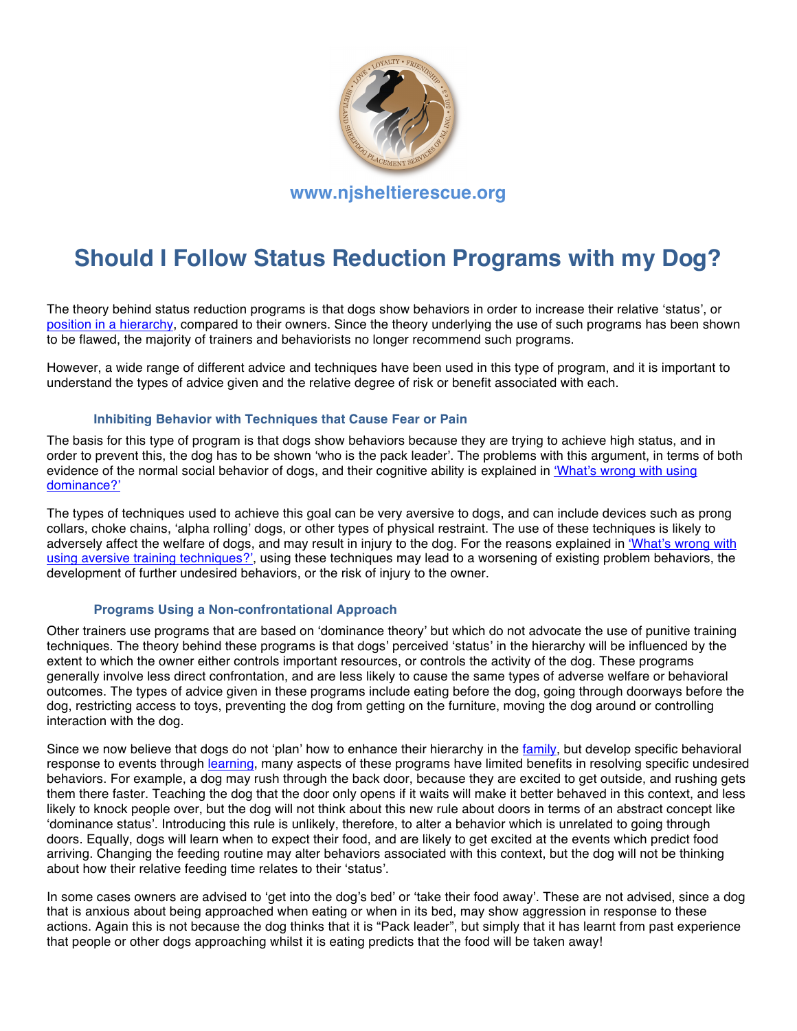www.njsheltierescue.org

# Should I Follow Status Reduction Programs with my Dog?

The theory behind status reduction programs is that dogs show behaviors in order to increase their relative 'status', or position in a hierarchy, compared to their owners. Since the theory underlying the use of such programs has been shown to be flawed, the majority of trainers and behaviorists no longer recommend such programs.

However, a wide range of different advice and techniques have been used in this type of program, and it is important to understand the types of advice given and the relative degree of risk or benefit associated with each.

### Inhibiting Behavior with Techniques that Cause Fear or Pain

The basis for this type of program is that dogs show behaviors because they are trying to achieve high status, and in order to prevent this, the dog has to be shown 'who is the pack leader'. The problems with this argument, in terms of both evidence of the normal social behavior of dogs, and their cognitive ability is explained in 'What's wrong with using dominance?'

The types of techniques used to achieve this goal can be very aversive to dogs, and can include devices such as prong collars, choke chains, 'alpha rolling' dogs, or other types of physical restraint. The use of these techniques is likely to adversely affect the welfare of dogs, and may result in injury to the dog. For the reasons explained in 'What's wrong with using aversive training techniques?', using these techniques may lead to a worsening of existing problem behaviors, the development of further undesired behaviors, or the risk of injury to the owner.

### Programs Using a Non-confrontational Approach

Other trainers use programs that are based on 'dominance theory' but which do not advocate the use of punitive training techniques. The theory behind these programs is that dogs' perceived 'status' in the hierarchy will be influenced by the extent to which the owner either controls important resources, or controls the activity of the dog. These programs generally involve less direct confrontation, and are less likely to cause the same types of adverse welfare or behavioral outcomes. The types of advice given in these programs include eating before the dog, going through doorways before the dog, restricting access to toys, preventing the dog from getting on the furniture, moving the dog around or controlling interaction with the dog.

Since we now believe that dogs do not 'plan' how to enhance their hierarchy in the family, but develop specific behavioral response to events through learning, many aspects of these programs have limited benefits in resolving specific undesired behaviors. For example, a dog may rush through the back door, because they are excited to get outside, and rushing gets them there faster. Teaching the dog that the door only opens if it waits will make it better behaved in this context, and less likely to knock people over, but the dog will not think about this new rule about doors in terms of an abstract concept like 'dominance status'. Introducing this rule is unlikely, therefore, to alter a behavior which is unrelated to going through doors. Equally, dogs will learn when to expect their food, and are likely to get excited at the events which predict food arriving. Changing the feeding routine may alter behaviors associated with this context, but the dog will not be thinking about how their relative feeding time relates to their 'status'.

In some cases owners are advised to 'get into the dog's bed' or 'take their food away'. These are not advised, since a dog that is anxious about being approached when eating or when in its bed, may show aggression in response to these actions. Again this is not because the dog thinks that it is "Pack leader", but simply that it has learnt from past experience that people or other dogs approaching whilst it is eating predicts that the food will be taken away!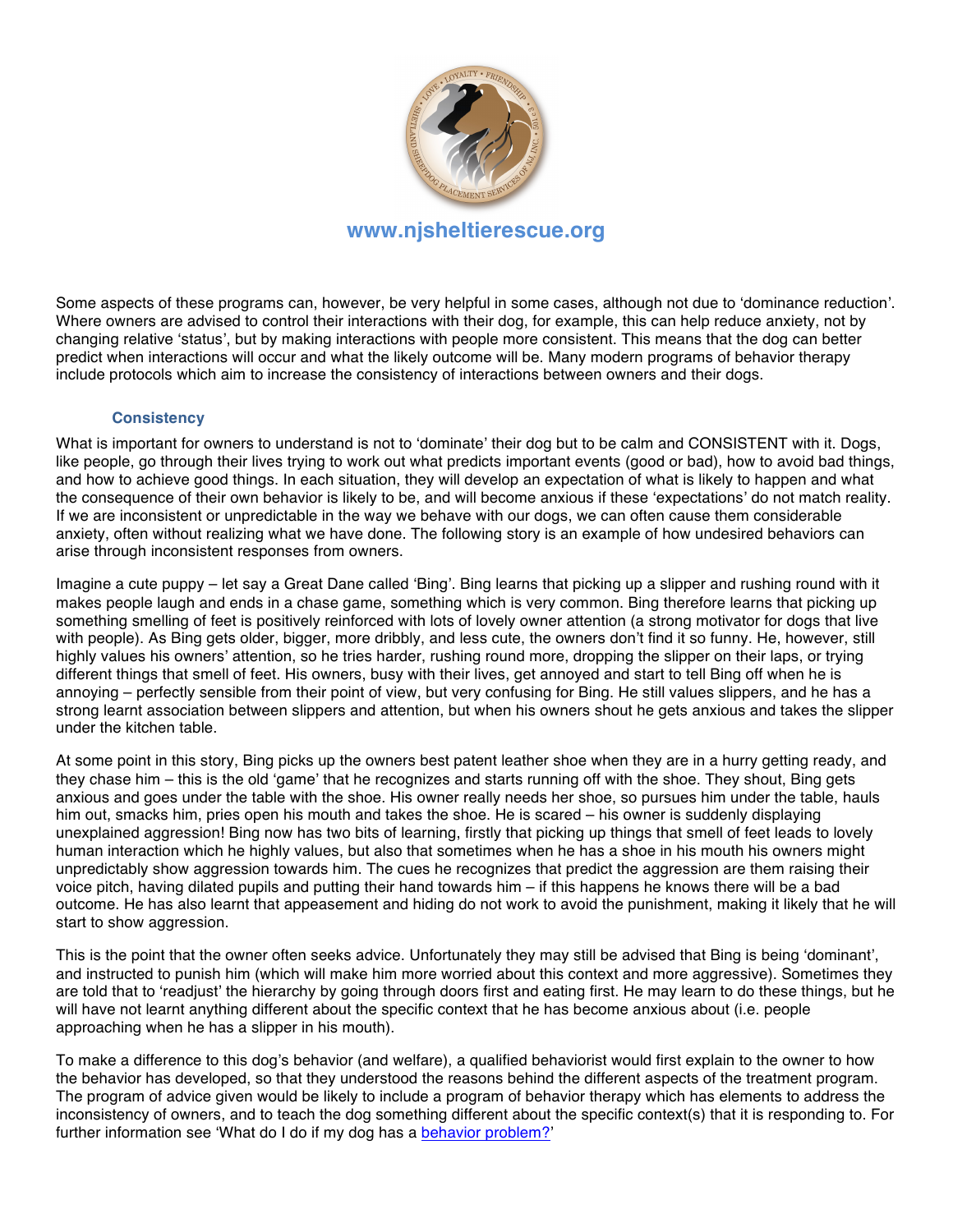www.njshelterrescue.org

Some aspects of these programs can, however, be very helpful in some cases, although not due to 'dominance reduction'. Where owners are advised to control their interactions with their dog, for example, this can help reduce anxiety, not by changing relative 'status', but by making interactions with people more consistent. This means that the dog can better predict when interactions will occur and what the likely outcome will be. Many modern programs of behavior therapy include protocols which aim to increase the consistency of interactions between owners and their dogs.

### Consistency

What is important for owners to understand is not to 'dominate' their dog but to be calm and CONSISTENT with it. Dogs, like people, go through their lives trying to work out what predicts important events (good or bad), how to avoid bad things, and how to achieve good things. In each situation, they will develop an expectation of what is likely to happen and what the consequence of their own behavior is likely to be, and will become anxious if these 'expectations' do not match reality. If we are inconsistent or unpredictable in the way we behave with our dogs, we can often cause them considerable anxiety, often without realizing what we have done. The following story is an example of how undesired behaviors can arise through inconsistent responses from owners.

Imagine a cute puppy – let say a Great Dane called 'Bing'. Bing learns that picking up a slipper and rushing round with it makes people laugh and ends in a chase game, something which is very common. Bing therefore learns that picking up something smelling of feet is positively reinforced with lots of lovely owner attention (a strong motivator for dogs that live with people). As Bing gets older, bigger, more dribbly, and less cute, the owners don't find it so funny. He, however, still highly values his owners' attention, so he tries harder, rushing round more, dropping the slipper on their laps, or trying different things that smell of feet. His owners, busy with their lives, get annoyed and start to tell Bing off when he is annoying – perfectly sensible from their point of view, but very confusing for Bing. He still values slippers, and he has a strong learnt association between slippers and attention, but when his owners shout he gets anxious and takes the slipper under the kitchen table.

At some point in this story, Bing picks up the owners best patent leather shoe when they are in a hurry getting ready, and they chase him – this is the old 'game' that he recognizes and starts running off with the shoe. They shout, Bing gets anxious and goes under the table with the shoe. His owner really needs her shoe, so pursues him under the table, hauls him out, smacks him, pries open his mouth and takes the shoe. He is scared – his owner is suddenly displaying unexplained aggression! Bing now has two bits of learning, firstly that picking up things that smell of feet leads to lovely human interaction which he highly values, but also that sometimes when he has a shoe in his mouth his owners might unpredictably show aggression towards him. The cues he recognizes that predict the aggression are them raising their voice pitch, having dilated pupils and putting their hand towards him – if this happens he knows there will be a bad outcome. He has also learnt that appeasement and hiding do not work to avoid the punishment, making it likely that he will start to show aggression.

This is the point that the owner often seeks advice. Unfortunately they may still be advised that Bing is being 'dominant', and instructed to punish him (which will make him more worried about this context and more aggressive). Sometimes they are told that to 'readjust' the hierarchy by going through doors first and eating first. He may learn to do these things, but he will have not learnt anything different about the specific context that he has become anxious about (i.e. people approaching when he has a slipper in his mouth).

To make a difference to this dog's behavior (and welfare), a qualified behaviorist would first explain to the owner to how the behavior has developed, so that they understood the reasons behind the different aspects of the treatment program. The program of advice given would be likely to include a program of behavior therapy which has elements to address the inconsistency of owners, and to teach the dog something different about the specific context(s) that it is responding to. For further information see 'What do I do if my dog has a behavior problem?'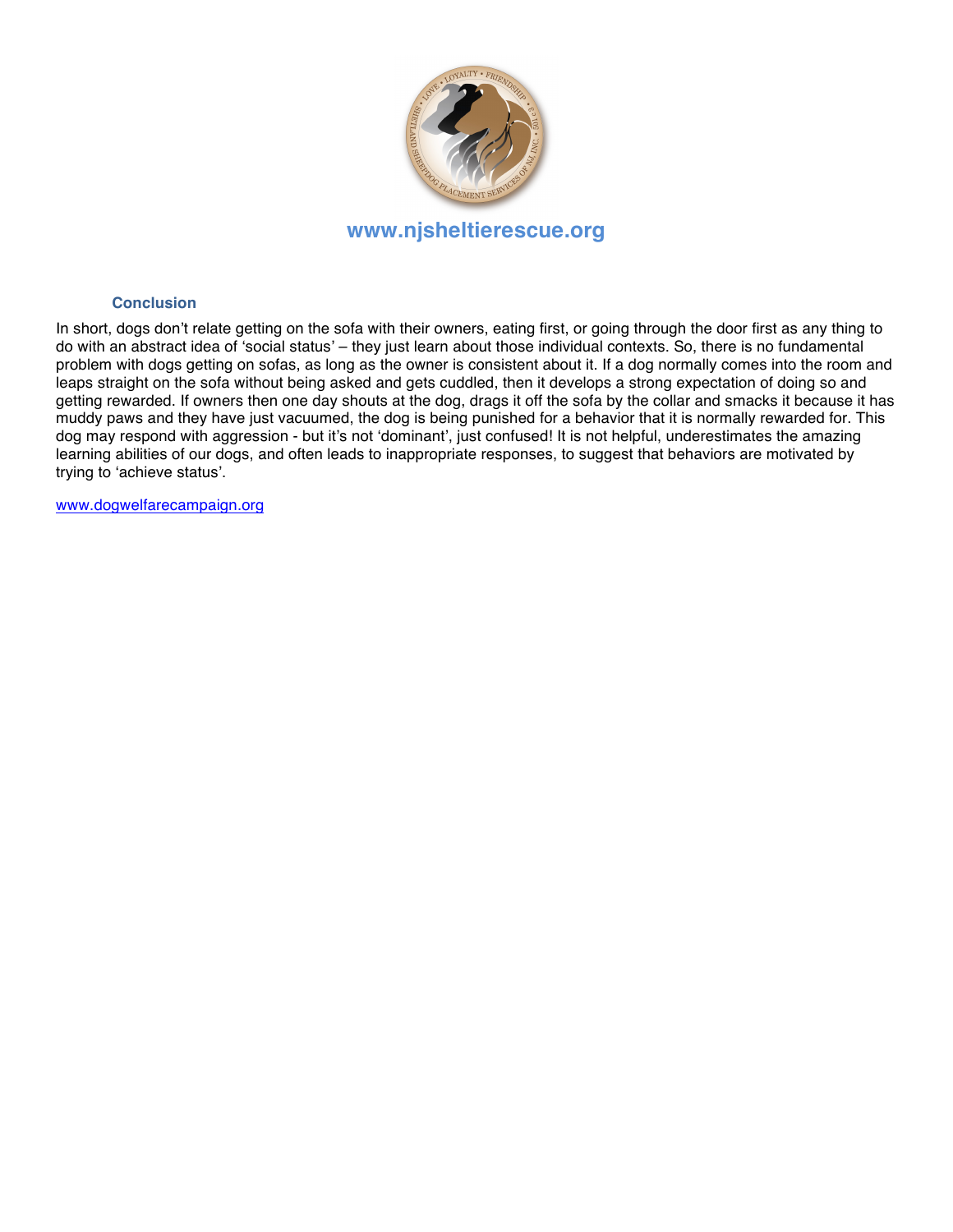www.njsheltierescue.org

### Conclusion

In short, dogs don't relate getting on the sofa with their owners, eating first, or going through the door first as any thing to do with an abstract idea of 'social status' – they just learn about those individual contexts. So, there is no fundamental problem with dogs getting on sofas, as long as the owner is consistent about it. If a dog normally comes into the room and leaps straight on the sofa without being asked and gets cuddled, then it develops a strong expectation of doing so and getting rewarded. If owners then one day shouts at the dog, drags it off the sofa by the collar and smacks it because it has muddy paws and they have just vacuumed, the dog is being punished for a behavior that it is normally rewarded for. This dog may respond with aggression - but it's not 'dominant', just confused! It is not helpful, underestimates the amazing learning abilities of our dogs, and often leads to inappropriate responses, to suggest that behaviors are motivated by trying to 'achieve status'.

www.dogwelfarecampaign.org